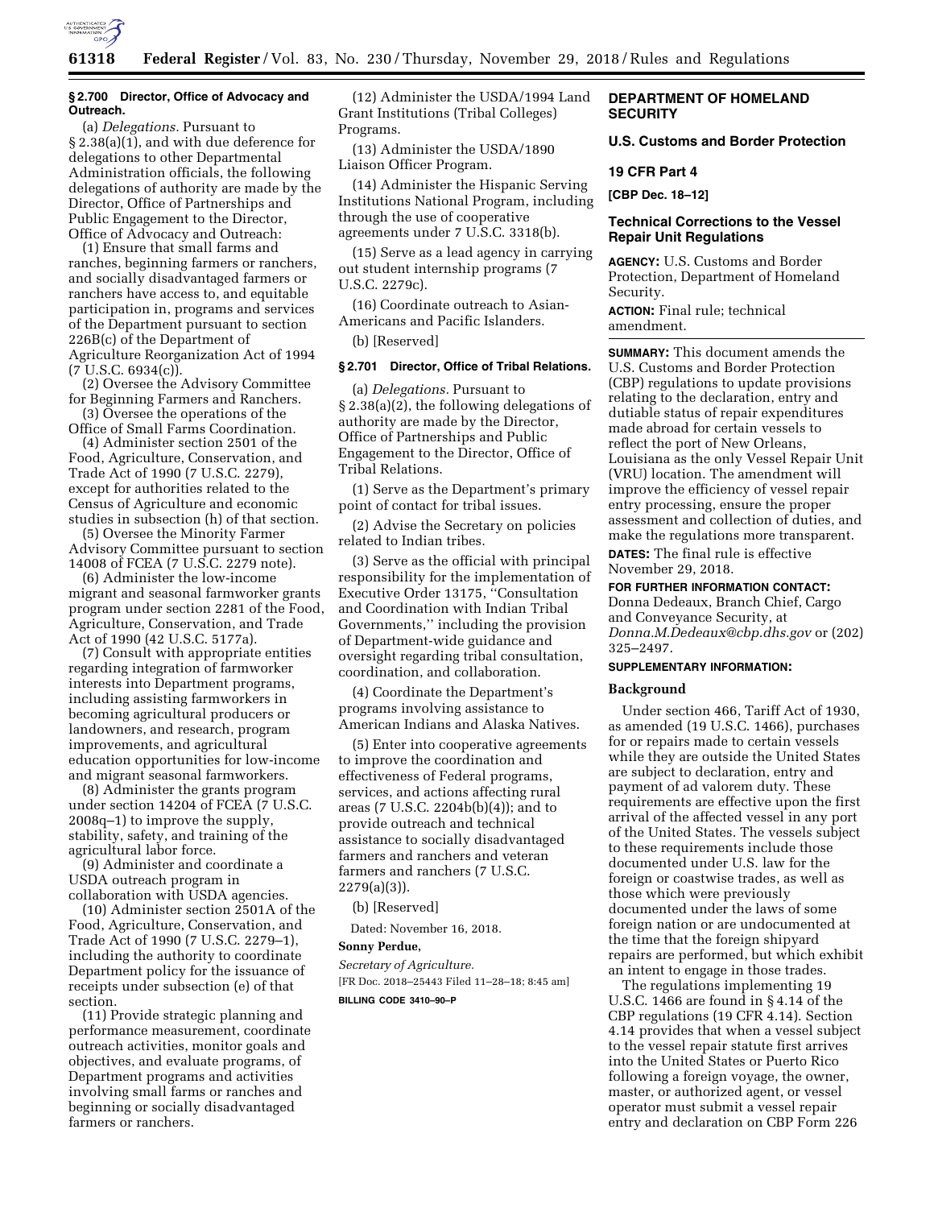### § 2.700 Director, Office of Advocacy and Outreach.

(a) *Delegations.* Pursuant to § 2.38(a)(1), and with due deference for delegations to other Departmental Administration officials, the following delegations of authority are made by the Director, Office of Partnerships and Public Engagement to the Director, Office of Advocacy and Outreach:

(1) Ensure that small farms and ranches, beginning farmers or ranchers, and socially disadvantaged farmers or ranchers have access to, and equitable participation in, programs and services of the Department pursuant to section 226B(c) of the Department of Agriculture Reorganization Act of 1994 (7 U.S.C. 6934(c)).

(2) Oversee the Advisory Committee for Beginning Farmers and Ranchers.

(3) Oversee the operations of the Office of Small Farms Coordination.

(4) Administer section 2501 of the Food, Agriculture, Conservation, and Trade Act of 1990 (7 U.S.C. 2279), except for authorities related to the Census of Agriculture and economic studies in subsection (h) of that section.

(5) Oversee the Minority Farmer Advisory Committee pursuant to section 14008 of FCEA (7 U.S.C. 2279 note).

(6) Administer the low-income migrant and seasonal farmworker grants program under section 2281 of the Food, Agriculture, Conservation, and Trade Act of 1990 (42 U.S.C. 5177a).

(7) Consult with appropriate entities regarding integration of farmworker interests into Department programs, including assisting farmworkers in becoming agricultural producers or landowners, and research, program improvements, and agricultural education opportunities for low-income and migrant seasonal farmworkers.

(8) Administer the grants program under section 14204 of FCEA (7 U.S.C. 2008q–1) to improve the supply, stability, safety, and training of the agricultural labor force.

(9) Administer and coordinate a USDA outreach program in collaboration with USDA agencies.

(10) Administer section 2501A of the Food, Agriculture, Conservation, and Trade Act of 1990 (7 U.S.C. 2279–1), including the authority to coordinate Department policy for the issuance of receipts under subsection (e) of that section.

(11) Provide strategic planning and performance measurement, coordinate outreach activities, monitor goals and objectives, and evaluate programs, of Department programs and activities involving small farms or ranches and beginning or socially disadvantaged farmers or ranchers.

(12) Administer the USDA/1994 Land Grant Institutions (Tribal Colleges) Programs.

(13) Administer the USDA/1890 Liaison Officer Program.

(14) Administer the Hispanic Serving Institutions National Program, including through the use of cooperative agreements under 7 U.S.C. 3318(b).

(15) Serve as a lead agency in carrying out student internship programs (7 U.S.C. 2279c).

(16) Coordinate outreach to Asian-Americans and Pacific Islanders.

(b) [Reserved]

### § 2.701 Director, Office of Tribal Relations.

(a) *Delegations.* Pursuant to § 2.38(a)(2), the following delegations of authority are made by the Director, Office of Partnerships and Public Engagement to the Director, Office of Tribal Relations.

(1) Serve as the Department's primary point of contact for tribal issues.

(2) Advise the Secretary on policies related to Indian tribes.

(3) Serve as the official with principal responsibility for the implementation of Executive Order 13175, "Consultation and Coordination with Indian Tribal Governments," including the provision of Department-wide guidance and oversight regarding tribal consultation, coordination, and collaboration.

(4) Coordinate the Department's programs involving assistance to American Indians and Alaska Natives.

(5) Enter into cooperative agreements to improve the coordination and effectiveness of Federal programs, services, and actions affecting rural areas (7 U.S.C. 2204b(b)(4)); and to provide outreach and technical assistance to socially disadvantaged farmers and ranchers and veteran farmers and ranchers (7 U.S.C. 2279(a)(3)).

(b) [Reserved]

Dated: November 16, 2018.

**Sonny Perdue,**

*Secretary of Agriculture.*

[FR Doc. 2018–25443 Filed 11–28–18; 8:45 am]

**BILLING CODE 3410–90–P**

## DEPARTMENT OF HOMELAND SECURITY

### U.S. Customs and Border Protection

### 19 CFR Part 4

**[CBP Dec. 18–12]**

## Technical Corrections to the Vessel Repair Unit Regulations

**AGENCY:** U.S. Customs and Border Protection, Department of Homeland Security.

**ACTION:** Final rule; technical amendment.

**SUMMARY:** This document amends the U.S. Customs and Border Protection (CBP) regulations to update provisions relating to the declaration, entry and dutiable status of repair expenditures made abroad for certain vessels to reflect the port of New Orleans, Louisiana as the only Vessel Repair Unit (VRU) location. The amendment will improve the efficiency of vessel repair entry processing, ensure the proper assessment and collection of duties, and make the regulations more transparent.

**DATES:** The final rule is effective November 29, 2018.

**FOR FURTHER INFORMATION CONTACT:** Donna Dedeaux, Branch Chief, Cargo and Conveyance Security, at *Donna.M.Dedeaux@cbp.dhs.gov* or (202) 325–2497.

**SUPPLEMENTARY INFORMATION:**

### Background

Under section 466, Tariff Act of 1930, as amended (19 U.S.C. 1466), purchases for or repairs made to certain vessels while they are outside the United States are subject to declaration, entry and payment of ad valorem duty. These requirements are effective upon the first arrival of the affected vessel in any port of the United States. The vessels subject to these requirements include those documented under U.S. law for the foreign or coastwise trades, as well as those which were previously documented under the laws of some foreign nation or are undocumented at the time that the foreign shipyard repairs are performed, but which exhibit an intent to engage in those trades.

The regulations implementing 19 U.S.C. 1466 are found in § 4.14 of the CBP regulations (19 CFR 4.14). Section 4.14 provides that when a vessel subject to the vessel repair statute first arrives into the United States or Puerto Rico following a foreign voyage, the owner, master, or authorized agent, or vessel operator must submit a vessel repair entry and declaration on CBP Form 226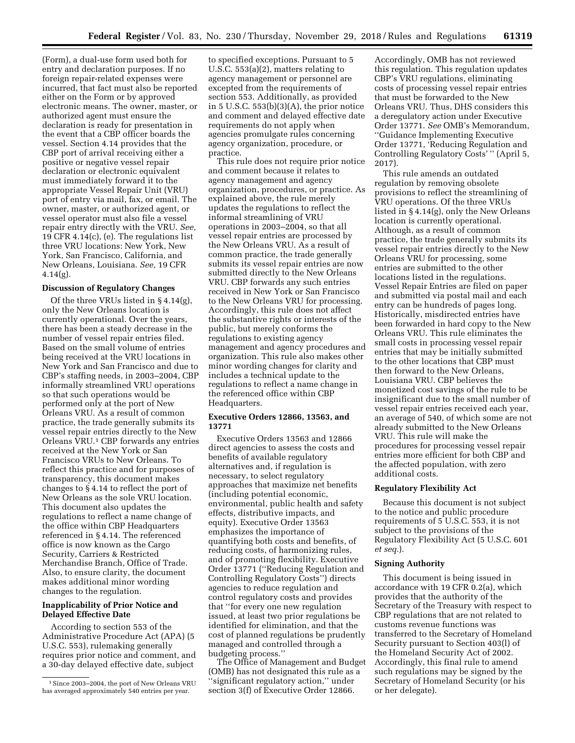(Form), a dual-use form used both for entry and declaration purposes. If no foreign repair-related expenses were incurred, that fact must also be reported either on the Form or by approved electronic means. The owner, master, or authorized agent must ensure the declaration is ready for presentation in the event that a CBP officer boards the vessel. Section 4.14 provides that the CBP port of arrival receiving either a positive or negative vessel repair declaration or electronic equivalent must immediately forward it to the appropriate Vessel Repair Unit (VRU) port of entry via mail, fax, or email. The owner, master, or authorized agent, or vessel operator must also file a vessel repair entry directly with the VRU. *See,* 19 CFR 4.14(c), (e). The regulations list three VRU locations: New York, New York, San Francisco, California, and New Orleans, Louisiana. *See,* 19 CFR 4.14(g).

**Discussion of Regulatory Changes**

Of the three VRUs listed in § 4.14(g), only the New Orleans location is currently operational. Over the years, there has been a steady decrease in the number of vessel repair entries filed. Based on the small volume of entries being received at the VRU locations in New York and San Francisco and due to CBP's staffing needs, in 2003–2004, CBP informally streamlined VRU operations so that such operations would be performed only at the port of New Orleans VRU. As a result of common practice, the trade generally submits its vessel repair entries directly to the New Orleans VRU.[1] CBP forwards any entries received at the New York or San Francisco VRUs to New Orleans. To reflect this practice and for purposes of transparency, this document makes changes to § 4.14 to reflect the port of New Orleans as the sole VRU location. This document also updates the regulations to reflect a name change of the office within CBP Headquarters referenced in § 4.14. The referenced office is now known as the Cargo Security, Carriers & Restricted Merchandise Branch, Office of Trade. Also, to ensure clarity, the document makes additional minor wording changes to the regulation.

**Inapplicability of Prior Notice and Delayed Effective Date**

According to section 553 of the Administrative Procedure Act (APA) (5 U.S.C. 553), rulemaking generally requires prior notice and comment, and a 30-day delayed effective date, subject to specified exceptions. Pursuant to 5 U.S.C. 553(a)(2), matters relating to agency management or personnel are excepted from the requirements of section 553. Additionally, as provided in 5 U.S.C. 553(b)(3)(A), the prior notice and comment and delayed effective date requirements do not apply when agencies promulgate rules concerning agency organization, procedure, or practice.

This rule does not require prior notice and comment because it relates to agency management and agency organization, procedures, or practice. As explained above, the rule merely updates the regulations to reflect the informal streamlining of VRU operations in 2003–2004, so that all vessel repair entries are processed by the New Orleans VRU. As a result of common practice, the trade generally submits its vessel repair entries are now submitted directly to the New Orleans VRU. CBP forwards any such entries received in New York or San Francisco to the New Orleans VRU for processing. Accordingly, this rule does not affect the substantive rights or interests of the public, but merely conforms the regulations to existing agency management and agency procedures and organization. This rule also makes other minor wording changes for clarity and includes a technical update to the regulations to reflect a name change in the referenced office within CBP Headquarters.

**Executive Orders 12866, 13563, and 13771**

Executive Orders 13563 and 12866 direct agencies to assess the costs and benefits of available regulatory alternatives and, if regulation is necessary, to select regulatory approaches that maximize net benefits (including potential economic, environmental, public health and safety effects, distributive impacts, and equity). Executive Order 13563 emphasizes the importance of quantifying both costs and benefits, of reducing costs, of harmonizing rules, and of promoting flexibility. Executive Order 13771 (''Reducing Regulation and Controlling Regulatory Costs'') directs agencies to reduce regulation and control regulatory costs and provides that ''for every one new regulation issued, at least two prior regulations be identified for elimination, and that the cost of planned regulations be prudently managed and controlled through a budgeting process.''

The Office of Management and Budget (OMB) has not designated this rule as a ''significant regulatory action,'' under section 3(f) of Executive Order 12866. Accordingly, OMB has not reviewed this regulation. This regulation updates CBP's VRU regulations, eliminating costs of processing vessel repair entries that must be forwarded to the New Orleans VRU. Thus, DHS considers this a deregulatory action under Executive Order 13771. *See* OMB's Memorandum, ''Guidance Implementing Executive Order 13771, 'Reducing Regulation and Controlling Regulatory Costs' '' (April 5, 2017).

This rule amends an outdated regulation by removing obsolete provisions to reflect the streamlining of VRU operations. Of the three VRUs listed in § 4.14(g), only the New Orleans location is currently operational. Although, as a result of common practice, the trade generally submits its vessel repair entries directly to the New Orleans VRU for processing, some entries are submitted to the other locations listed in the regulations. Vessel Repair Entries are filed on paper and submitted via postal mail and each entry can be hundreds of pages long. Historically, misdirected entries have been forwarded in hard copy to the New Orleans VRU. This rule eliminates the small costs in processing vessel repair entries that may be initially submitted to the other locations that CBP must then forward to the New Orleans, Louisiana VRU. CBP believes the monetized cost savings of the rule to be insignificant due to the small number of vessel repair entries received each year, an average of 540, of which some are not already submitted to the New Orleans VRU. This rule will make the procedures for processing vessel repair entries more efficient for both CBP and the affected population, with zero additional costs.

**Regulatory Flexibility Act**

Because this document is not subject to the notice and public procedure requirements of 5 U.S.C. 553, it is not subject to the provisions of the Regulatory Flexibility Act (5 U.S.C. 601 *et seq.*).

**Signing Authority**

This document is being issued in accordance with 19 CFR 0.2(a), which provides that the authority of the Secretary of the Treasury with respect to CBP regulations that are not related to customs revenue functions was transferred to the Secretary of Homeland Security pursuant to Section 403(l) of the Homeland Security Act of 2002. Accordingly, this final rule to amend such regulations may be signed by the Secretary of Homeland Security (or his or her delegate).

[1] Since 2003–2004, the port of New Orleans VRU has averaged approximately 540 entries per year.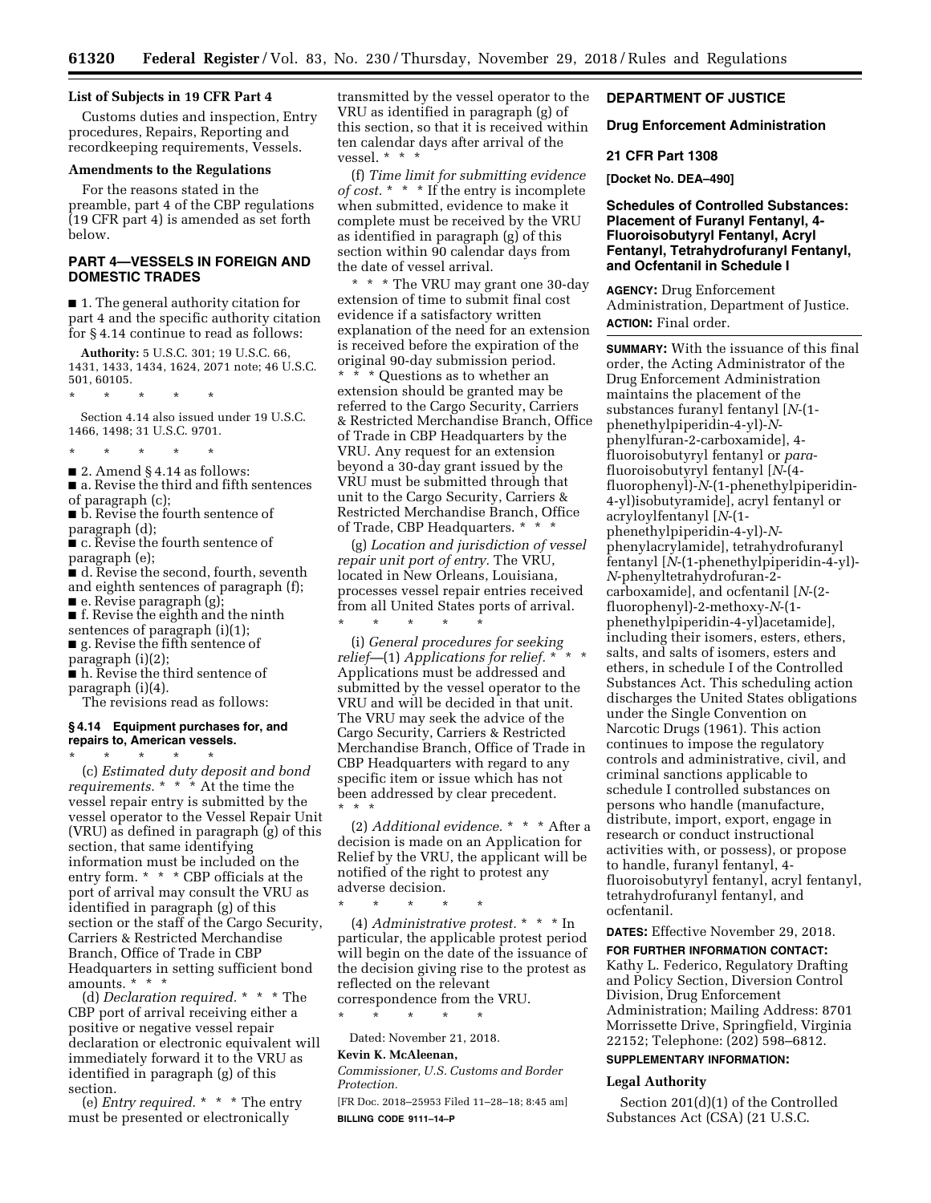**List of Subjects in 19 CFR Part 4**

Customs duties and inspection, Entry procedures, Repairs, Reporting and recordkeeping requirements, Vessels.

**Amendments to the Regulations**

For the reasons stated in the preamble, part 4 of the CBP regulations (19 CFR part 4) is amended as set forth below.

## PART 4—VESSELS IN FOREIGN AND DOMESTIC TRADES

■ 1. The general authority citation for part 4 and the specific authority citation for § 4.14 continue to read as follows:

**Authority:** 5 U.S.C. 301; 19 U.S.C. 66, 1431, 1433, 1434, 1624, 2071 note; 46 U.S.C. 501, 60105.

\* \* \* \* \*

Section 4.14 also issued under 19 U.S.C. 1466, 1498; 31 U.S.C. 9701.

\* \* \* \* \*

■ 2. Amend § 4.14 as follows:

■ a. Revise the third and fifth sentences of paragraph (c);

■ b. Revise the fourth sentence of paragraph (d);

■ c. Revise the fourth sentence of paragraph (e);

■ d. Revise the second, fourth, seventh and eighth sentences of paragraph (f);

■ e. Revise paragraph (g);

■ f. Revise the eighth and the ninth sentences of paragraph (i)(1);

■ g. Revise the fifth sentence of paragraph (i)(2);

■ h. Revise the third sentence of paragraph (i)(4).

The revisions read as follows:

**§ 4.14 Equipment purchases for, and repairs to, American vessels.**

\* \* \* \* \*

(c) *Estimated duty deposit and bond requirements.* \* \* \* At the time the vessel repair entry is submitted by the vessel operator to the Vessel Repair Unit (VRU) as defined in paragraph (g) of this section, that same identifying information must be included on the entry form. \* \* \* CBP officials at the port of arrival may consult the VRU as identified in paragraph (g) of this section or the staff of the Cargo Security, Carriers & Restricted Merchandise Branch, Office of Trade in CBP Headquarters in setting sufficient bond amounts. \* \* \*

(d) *Declaration required.* \* \* \* The CBP port of arrival receiving either a positive or negative vessel repair declaration or electronic equivalent will immediately forward it to the VRU as identified in paragraph (g) of this section.

(e) *Entry required.* \* \* \* The entry must be presented or electronically transmitted by the vessel operator to the VRU as identified in paragraph (g) of this section, so that it is received within ten calendar days after arrival of the vessel. \* \* \*

(f) *Time limit for submitting evidence of cost.* \* \* \* If the entry is incomplete when submitted, evidence to make it complete must be received by the VRU as identified in paragraph (g) of this section within 90 calendar days from the date of vessel arrival.

\* \* \* The VRU may grant one 30-day extension of time to submit final cost evidence if a satisfactory written explanation of the need for an extension is received before the expiration of the original 90-day submission period. \* \* \* Questions as to whether an extension should be granted may be referred to the Cargo Security, Carriers & Restricted Merchandise Branch, Office of Trade in CBP Headquarters by the VRU. Any request for an extension beyond a 30-day grant issued by the VRU must be submitted through that unit to the Cargo Security, Carriers & Restricted Merchandise Branch, Office of Trade, CBP Headquarters. \* \* \*

(g) *Location and jurisdiction of vessel repair unit port of entry.* The VRU, located in New Orleans, Louisiana, processes vessel repair entries received from all United States ports of arrival.

\* \* \* \* \*

(i) *General procedures for seeking relief*—(1) *Applications for relief.* \* \* \* Applications must be addressed and submitted by the vessel operator to the VRU and will be decided in that unit. The VRU may seek the advice of the Cargo Security, Carriers & Restricted Merchandise Branch, Office of Trade in CBP Headquarters with regard to any specific item or issue which has not been addressed by clear precedent. \* \* \*

(2) *Additional evidence.* \* \* \* After a decision is made on an Application for Relief by the VRU, the applicant will be notified of the right to protest any adverse decision.

\* \* \* \* \*

(4) *Administrative protest.* \* \* \* In particular, the applicable protest period will begin on the date of the issuance of the decision giving rise to the protest as reflected on the relevant correspondence from the VRU.

\* \* \* \* \*

Dated: November 21, 2018.

**Kevin K. McAleenan,**

*Commissioner, U.S. Customs and Border Protection.*

[FR Doc. 2018–25953 Filed 11–28–18; 8:45 am]

**BILLING CODE 9111–14–P**

## DEPARTMENT OF JUSTICE

## Drug Enforcement Administration

## 21 CFR Part 1308

**[Docket No. DEA–490]**

## Schedules of Controlled Substances: Placement of Furanyl Fentanyl, 4-Fluoroisobutyryl Fentanyl, Acryl Fentanyl, Tetrahydrofuranyl Fentanyl, and Ocfentanil in Schedule I

**AGENCY:** Drug Enforcement Administration, Department of Justice.

**ACTION:** Final order.

**SUMMARY:** With the issuance of this final order, the Acting Administrator of the Drug Enforcement Administration maintains the placement of the substances furanyl fentanyl [*N*-(1-phenethylpiperidin-4-yl)-*N*-phenylfuran-2-carboxamide], 4-fluoroisobutyryl fentanyl or *para*-fluoroisobutyryl fentanyl [*N*-(4-fluorophenyl)-*N*-(1-phenethylpiperidin-4-yl)isobutyramide], acryl fentanyl or acryloylfentanyl [*N*-(1-phenethylpiperidin-4-yl)-*N*-phenylacrylamide], tetrahydrofuranyl fentanyl [*N*-(1-phenethylpiperidin-4-yl)-*N*-phenyltetrahydrofuran-2-carboxamide], and ocfentanil [*N*-(2-fluorophenyl)-2-methoxy-*N*-(1-phenethylpiperidin-4-yl)acetamide], including their isomers, esters, ethers, salts, and salts of isomers, esters and ethers, in schedule I of the Controlled Substances Act. This scheduling action discharges the United States obligations under the Single Convention on Narcotic Drugs (1961). This action continues to impose the regulatory controls and administrative, civil, and criminal sanctions applicable to schedule I controlled substances on persons who handle (manufacture, distribute, import, export, engage in research or conduct instructional activities with, or possess), or propose to handle, furanyl fentanyl, 4-fluoroisobutyryl fentanyl, acryl fentanyl, tetrahydrofuranyl fentanyl, and ocfentanil.

**DATES:** Effective November 29, 2018.

**FOR FURTHER INFORMATION CONTACT:** Kathy L. Federico, Regulatory Drafting and Policy Section, Diversion Control Division, Drug Enforcement Administration; Mailing Address: 8701 Morrissette Drive, Springfield, Virginia 22152; Telephone: (202) 598–6812.

**SUPPLEMENTARY INFORMATION:**

**Legal Authority**

Section 201(d)(1) of the Controlled Substances Act (CSA) (21 U.S.C.